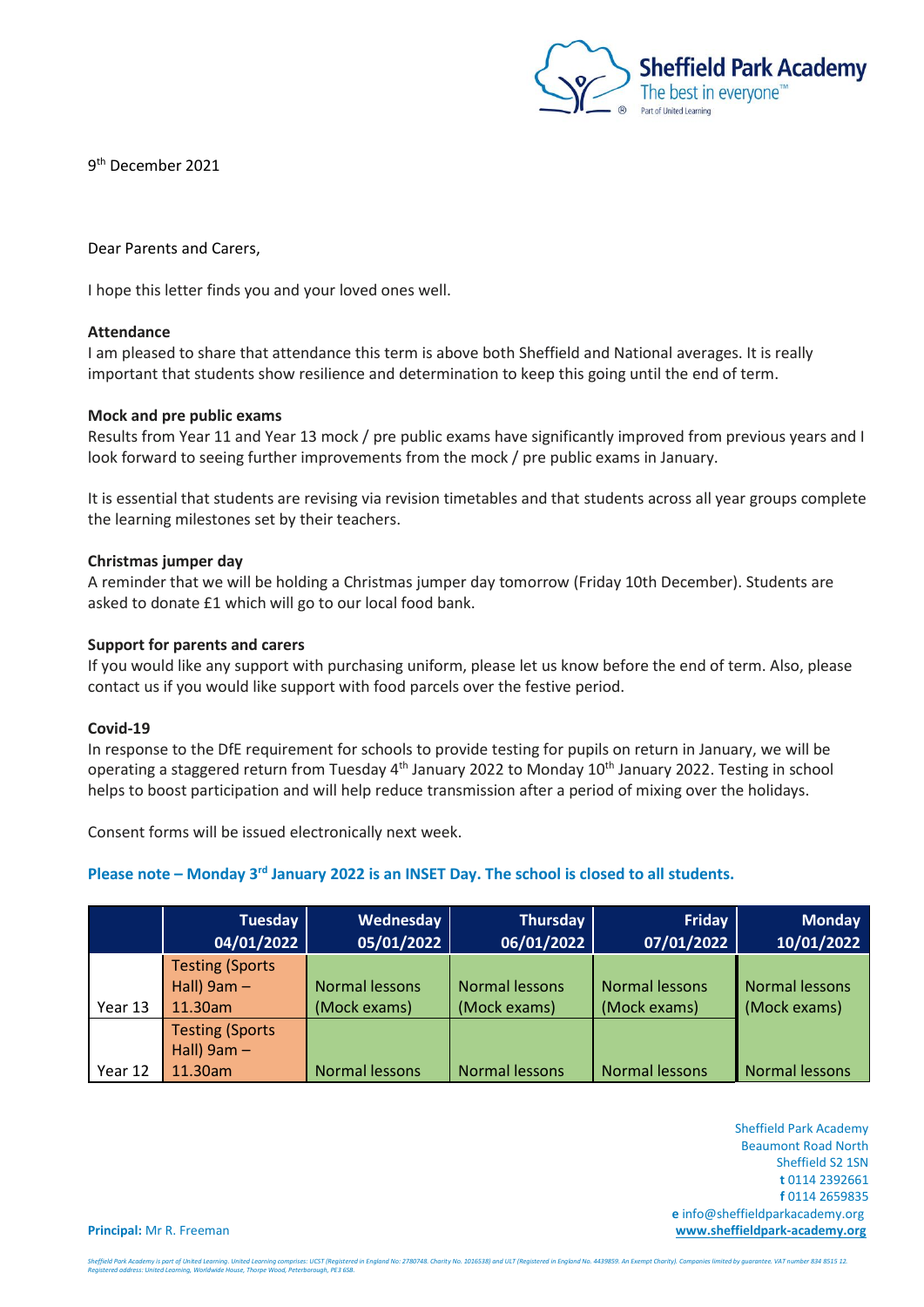Sheffield Park Academy
The best in everyone™
Part of United Learning

9th December 2021

Dear Parents and Carers,

I hope this letter finds you and your loved ones well.

**Attendance**
I am pleased to share that attendance this term is above both Sheffield and National averages. It is really important that students show resilience and determination to keep this going until the end of term.

**Mock and pre public exams**
Results from Year 11 and Year 13 mock / pre public exams have significantly improved from previous years and I look forward to seeing further improvements from the mock / pre public exams in January.

It is essential that students are revising via revision timetables and that students across all year groups complete the learning milestones set by their teachers.

**Christmas jumper day**
A reminder that we will be holding a Christmas jumper day tomorrow (Friday 10th December). Students are asked to donate £1 which will go to our local food bank.

**Support for parents and carers**
If you would like any support with purchasing uniform, please let us know before the end of term. Also, please contact us if you would like support with food parcels over the festive period.

**Covid-19**
In response to the DfE requirement for schools to provide testing for pupils on return in January, we will be operating a staggered return from Tuesday 4th January 2022 to Monday 10th January 2022. Testing in school helps to boost participation and will help reduce transmission after a period of mixing over the holidays.

Consent forms will be issued electronically next week.

**Please note – Monday 3rd January 2022 is an INSET Day. The school is closed to all students.**

| | Tuesday 04/01/2022 | Wednesday 05/01/2022 | Thursday 06/01/2022 | Friday 07/01/2022 | Monday 10/01/2022 |
|---|---|---|---|---|---|
| Year 13 | Testing (Sports Hall) 9am – 11.30am | Normal lessons (Mock exams) | Normal lessons (Mock exams) | Normal lessons (Mock exams) | Normal lessons (Mock exams) |
| Year 12 | Testing (Sports Hall) 9am – 11.30am | Normal lessons | Normal lessons | Normal lessons | Normal lessons |

Sheffield Park Academy
Beaumont Road North
Sheffield S2 1SN
**t** 0114 2392661
**f** 0114 2659835
**e** info@sheffieldparkacademy.org
**www.sheffieldpark-academy.org**

**Principal:** Mr R. Freeman

*Sheffield Park Academy is part of United Learning. United Learning comprises: UCST (Registered in England No: 2780748. Charity No. 1016538) and ULT (Registered in England No. 4439859. An Exempt Charity). Companies limited by guarantee. VAT number 834 8515 12. Registered address: United Learning, Worldwide House, Thorpe Wood, Peterborough, PE3 6SB.*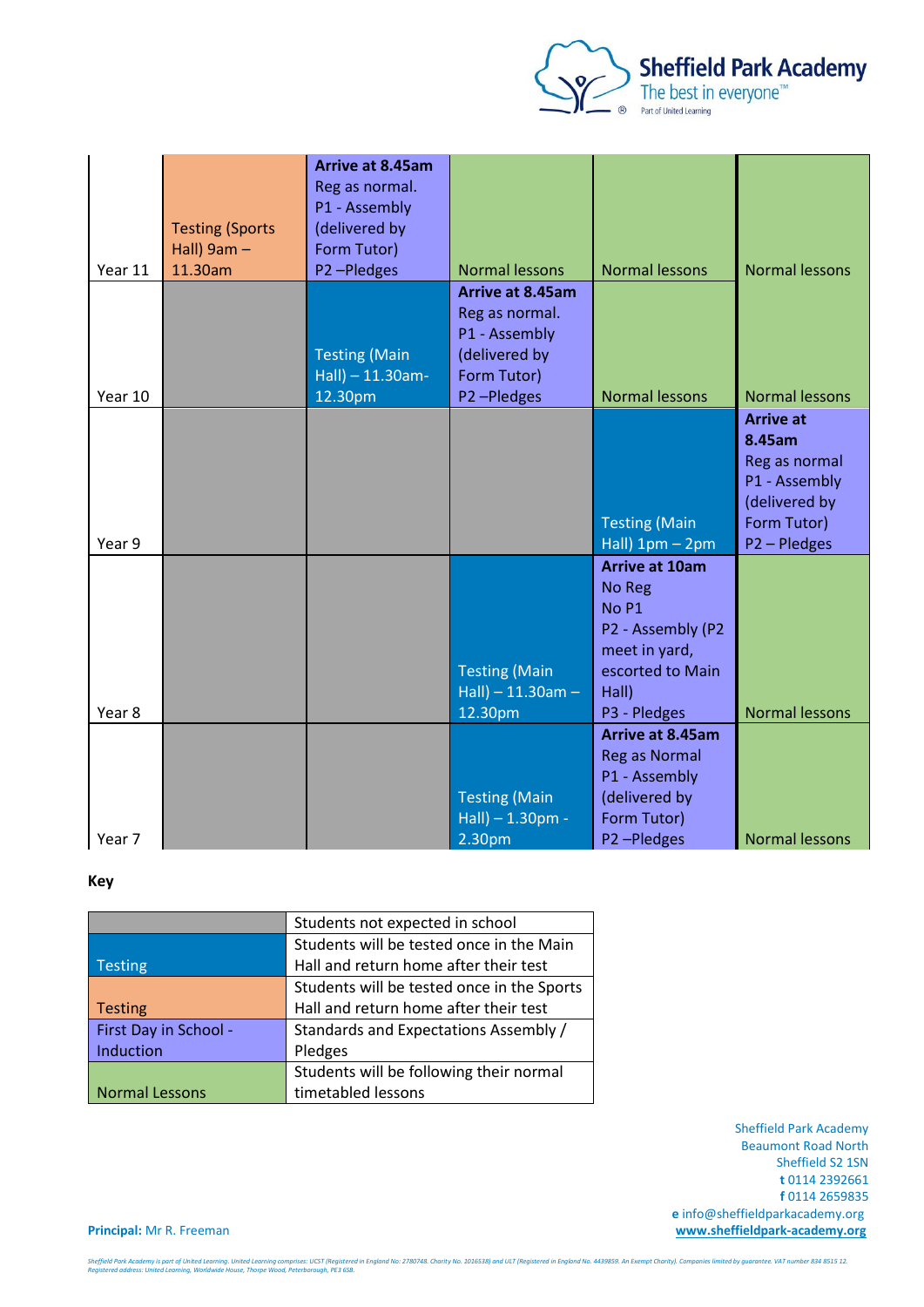| | | | | | |
|---|---|---|---|---|---|
| Year 11 | Testing (Sports Hall) 9am – 11.30am | **Arrive at 8.45am** Reg as normal. P1 - Assembly (delivered by Form Tutor) P2 –Pledges | Normal lessons | Normal lessons | Normal lessons |
| Year 10 | | Testing (Main Hall) – 11.30am-12.30pm | **Arrive at 8.45am** Reg as normal. P1 - Assembly (delivered by Form Tutor) P2 –Pledges | Normal lessons | Normal lessons |
| Year 9 | | | | Testing (Main Hall) 1pm – 2pm | **Arrive at 8.45am** Reg as normal P1 - Assembly (delivered by Form Tutor) P2 – Pledges |
| Year 8 | | | Testing (Main Hall) – 11.30am – 12.30pm | **Arrive at 10am** No Reg No P1 P2 - Assembly (P2 meet in yard, escorted to Main Hall) P3 - Pledges | Normal lessons |
| Year 7 | | | Testing (Main Hall) – 1.30pm - 2.30pm | **Arrive at 8.45am** Reg as Normal P1 - Assembly (delivered by Form Tutor) P2 –Pledges | Normal lessons |

**Key**

| | |
|---|---|
| | Students not expected in school |
| Testing | Students will be tested once in the Main Hall and return home after their test |
| Testing | Students will be tested once in the Sports Hall and return home after their test |
| First Day in School - Induction | Standards and Expectations Assembly / Pledges |
| Normal Lessons | Students will be following their normal timetabled lessons |

**Principal:** Mr R. Freeman

Sheffield Park Academy
Beaumont Road North
Sheffield S2 1SN
**t** 0114 2392661
**f** 0114 2659835
**e** info@sheffieldparkacademy.org
www.sheffieldpark-academy.org

*Sheffield Park Academy is part of United Learning. United Learning comprises: UCST (Registered in England No: 2780748. Charity No. 1016538) and ULT (Registered in England No. 4439859. An Exempt Charity). Companies limited by guarantee. VAT number 834 8515 12. Registered address: United Learning, Worldwide House, Thorpe Wood, Peterborough, PE3 6SB.*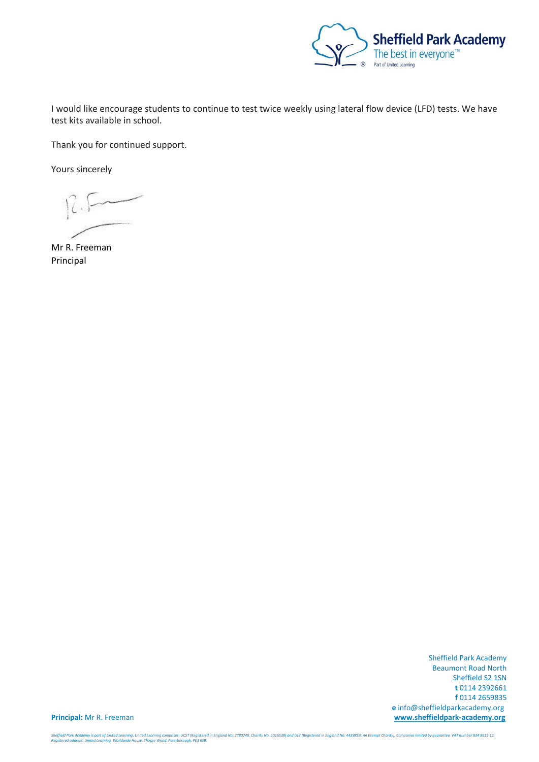I would like encourage students to continue to test twice weekly using lateral flow device (LFD) tests. We have test kits available in school.

Thank you for continued support.

Yours sincerely

Mr R. Freeman
Principal

Sheffield Park Academy
Beaumont Road North
Sheffield S2 1SN
**t** 0114 2392661
**f** 0114 2659835
**e** info@sheffieldparkacademy.org
**www.sheffieldpark-academy.org**

**Principal:** Mr R. Freeman

*Sheffield Park Academy is part of United Learning. United Learning comprises: UCST (Registered in England No: 2780748. Charity No. 1016538) and ULT (Registered in England No. 4439859. An Exempt Charity). Companies limited by guarantee. VAT number 834 8515 12. Registered address: United Learning, Worldwide House, Thorpe Wood, Peterborough, PE3 6SB.*